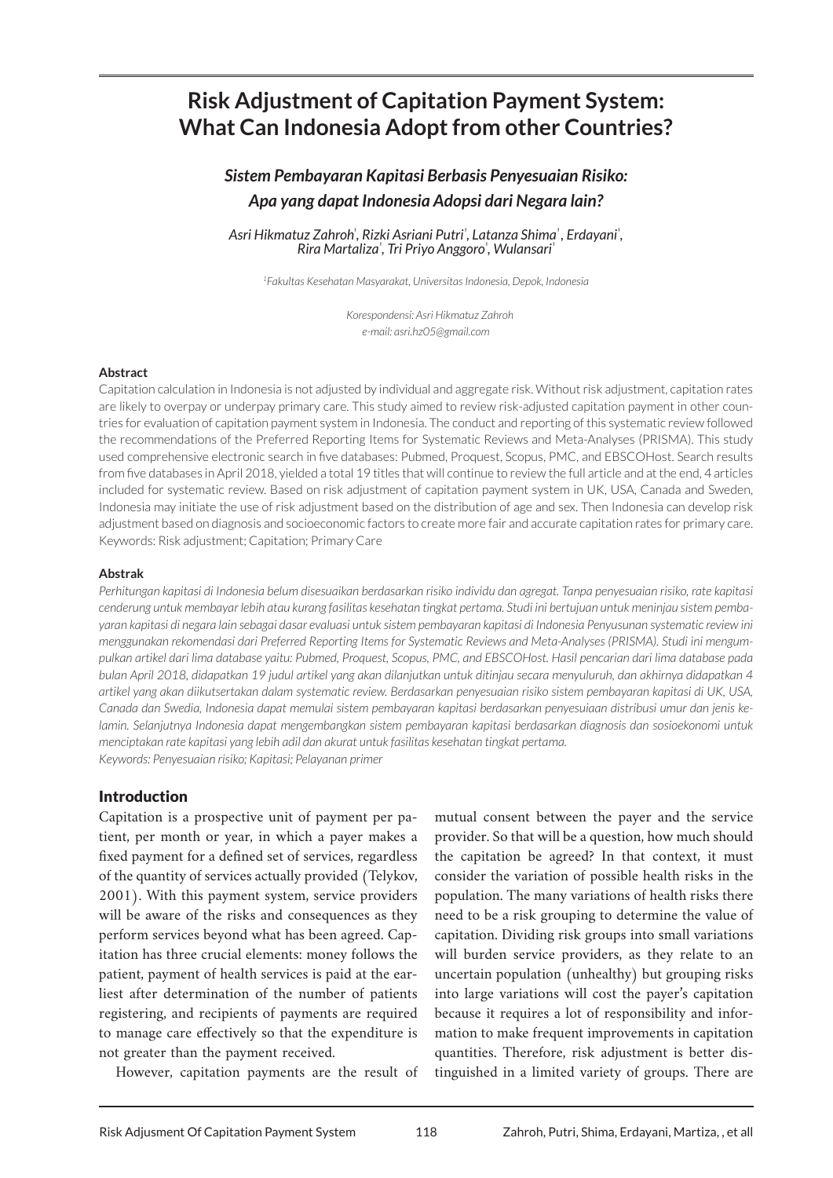# Risk Adjustment of Capitation Payment System: What Can Indonesia Adopt from other Countries?

## *Sistem Pembayaran Kapitasi Berbasis Penyesuaian Risiko: Apa yang dapat Indonesia Adopsi dari Negara lain?*

*Asri Hikmatuz Zahroh*[1], *Rizki Asriani Putri*[1], *Latanza Shima*[1], *Erdayani*[1], *Rira Martaliza*[1], *Tri Priyo Anggoro*[1], *Wulansari*[1]

[1]*Fakultas Kesehatan Masyarakat, Universitas Indonesia, Depok, Indonesia*

*Korespondensi: Asri Hikmatuz Zahroh*
*e-mail: asri.hz05@gmail.com*

**Abstract**

Capitation calculation in Indonesia is not adjusted by individual and aggregate risk. Without risk adjustment, capitation rates are likely to overpay or underpay primary care. This study aimed to review risk-adjusted capitation payment in other countries for evaluation of capitation payment system in Indonesia. The conduct and reporting of this systematic review followed the recommendations of the Preferred Reporting Items for Systematic Reviews and Meta-Analyses (PRISMA). This study used comprehensive electronic search in five databases: Pubmed, Proquest, Scopus, PMC, and EBSCOHost. Search results from five databases in April 2018, yielded a total 19 titles that will continue to review the full article and at the end, 4 articles included for systematic review. Based on risk adjustment of capitation payment system in UK, USA, Canada and Sweden, Indonesia may initiate the use of risk adjustment based on the distribution of age and sex. Then Indonesia can develop risk adjustment based on diagnosis and socioeconomic factors to create more fair and accurate capitation rates for primary care.
Keywords: Risk adjustment; Capitation; Primary Care

**Abstrak**

*Perhitungan kapitasi di Indonesia belum disesuaikan berdasarkan risiko individu dan agregat. Tanpa penyesuaian risiko, rate kapitasi cenderung untuk membayar lebih atau kurang fasilitas kesehatan tingkat pertama. Studi ini bertujuan untuk meninjau sistem pembayaran kapitasi di negara lain sebagai dasar evaluasi untuk sistem pembayaran kapitasi di Indonesia Penyusunan systematic review ini menggunakan rekomendasi dari Preferred Reporting Items for Systematic Reviews and Meta-Analyses (PRISMA). Studi ini mengumpulkan artikel dari lima database yaitu: Pubmed, Proquest, Scopus, PMC, and EBSCOHost. Hasil pencarian dari lima database pada bulan April 2018, didapatkan 19 judul artikel yang akan dilanjutkan untuk ditinjau secara menyuluruh, dan akhirnya didapatkan 4 artikel yang akan diikutsertakan dalam systematic review. Berdasarkan penyesuaian risiko sistem pembayaran kapitasi di UK, USA, Canada dan Swedia, Indonesia dapat memulai sistem pembayaran kapitasi berdasarkan penyesuiaan distribusi umur dan jenis kelamin. Selanjutnya Indonesia dapat mengembangkan sistem pembayaran kapitasi berdasarkan diagnosis dan sosioekonomi untuk menciptakan rate kapitasi yang lebih adil dan akurat untuk fasilitas kesehatan tingkat pertama.*
*Keywords: Penyesuaian risiko; Kapitasi; Pelayanan primer*

## Introduction

Capitation is a prospective unit of payment per patient, per month or year, in which a payer makes a fixed payment for a defined set of services, regardless of the quantity of services actually provided (Telykov, 2001). With this payment system, service providers will be aware of the risks and consequences as they perform services beyond what has been agreed. Capitation has three crucial elements: money follows the patient, payment of health services is paid at the earliest after determination of the number of patients registering, and recipients of payments are required to manage care effectively so that the expenditure is not greater than the payment received.

However, capitation payments are the result of mutual consent between the payer and the service provider. So that will be a question, how much should the capitation be agreed? In that context, it must consider the variation of possible health risks in the population. The many variations of health risks there need to be a risk grouping to determine the value of capitation. Dividing risk groups into small variations will burden service providers, as they relate to an uncertain population (unhealthy) but grouping risks into large variations will cost the payer's capitation because it requires a lot of responsibility and information to make frequent improvements in capitation quantities. Therefore, risk adjustment is better distinguished in a limited variety of groups. There are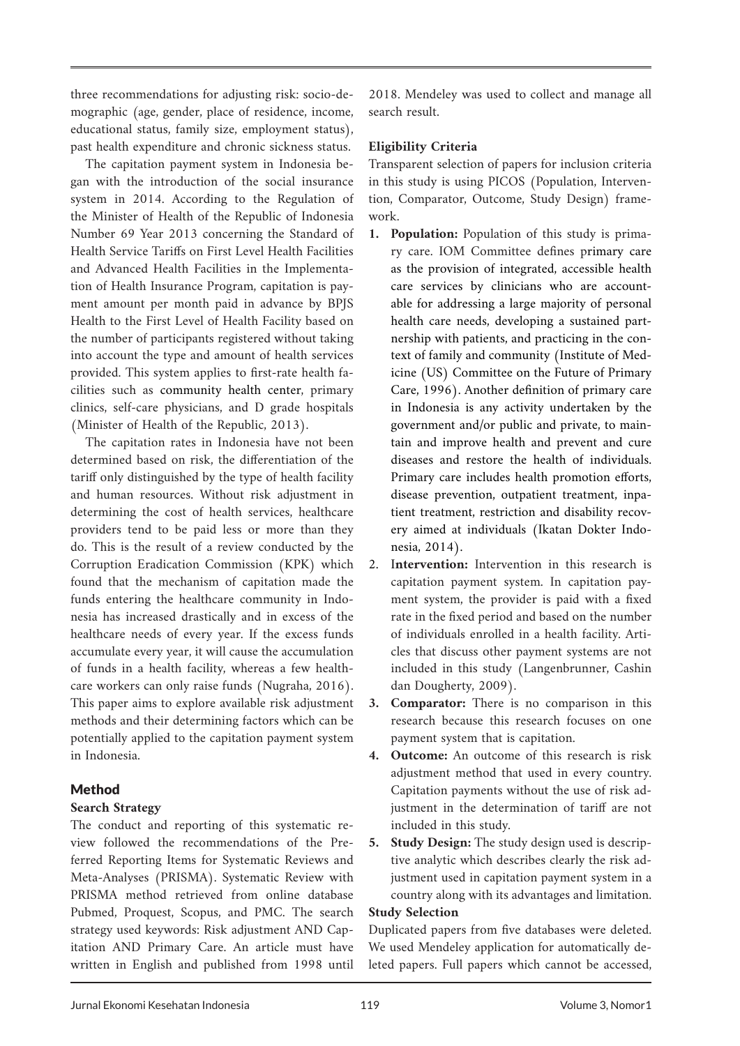three recommendations for adjusting risk: socio-demographic (age, gender, place of residence, income, educational status, family size, employment status), past health expenditure and chronic sickness status.

The capitation payment system in Indonesia began with the introduction of the social insurance system in 2014. According to the Regulation of the Minister of Health of the Republic of Indonesia Number 69 Year 2013 concerning the Standard of Health Service Tariffs on First Level Health Facilities and Advanced Health Facilities in the Implementation of Health Insurance Program, capitation is payment amount per month paid in advance by BPJS Health to the First Level of Health Facility based on the number of participants registered without taking into account the type and amount of health services provided. This system applies to first-rate health facilities such as community health center, primary clinics, self-care physicians, and D grade hospitals (Minister of Health of the Republic, 2013).

The capitation rates in Indonesia have not been determined based on risk, the differentiation of the tariff only distinguished by the type of health facility and human resources. Without risk adjustment in determining the cost of health services, healthcare providers tend to be paid less or more than they do. This is the result of a review conducted by the Corruption Eradication Commission (KPK) which found that the mechanism of capitation made the funds entering the healthcare community in Indonesia has increased drastically and in excess of the healthcare needs of every year. If the excess funds accumulate every year, it will cause the accumulation of funds in a health facility, whereas a few healthcare workers can only raise funds (Nugraha, 2016). This paper aims to explore available risk adjustment methods and their determining factors which can be potentially applied to the capitation payment system in Indonesia.

## Method

### Search Strategy

The conduct and reporting of this systematic review followed the recommendations of the Preferred Reporting Items for Systematic Reviews and Meta-Analyses (PRISMA). Systematic Review with PRISMA method retrieved from online database Pubmed, Proquest, Scopus, and PMC. The search strategy used keywords: Risk adjustment AND Capitation AND Primary Care. An article must have written in English and published from 1998 until 2018. Mendeley was used to collect and manage all search result.

### Eligibility Criteria

Transparent selection of papers for inclusion criteria in this study is using PICOS (Population, Intervention, Comparator, Outcome, Study Design) framework.

1. **Population:** Population of this study is primary care. IOM Committee defines primary care as the provision of integrated, accessible health care services by clinicians who are accountable for addressing a large majority of personal health care needs, developing a sustained partnership with patients, and practicing in the context of family and community (Institute of Medicine (US) Committee on the Future of Primary Care, 1996). Another definition of primary care in Indonesia is any activity undertaken by the government and/or public and private, to maintain and improve health and prevent and cure diseases and restore the health of individuals. Primary care includes health promotion efforts, disease prevention, outpatient treatment, inpatient treatment, restriction and disability recovery aimed at individuals (Ikatan Dokter Indonesia, 2014).
2. **Intervention:** Intervention in this research is capitation payment system. In capitation payment system, the provider is paid with a fixed rate in the fixed period and based on the number of individuals enrolled in a health facility. Articles that discuss other payment systems are not included in this study (Langenbrunner, Cashin dan Dougherty, 2009).
3. **Comparator:** There is no comparison in this research because this research focuses on one payment system that is capitation.
4. **Outcome:** An outcome of this research is risk adjustment method that used in every country. Capitation payments without the use of risk adjustment in the determination of tariff are not included in this study.
5. **Study Design:** The study design used is descriptive analytic which describes clearly the risk adjustment used in capitation payment system in a country along with its advantages and limitation.

### Study Selection

Duplicated papers from five databases were deleted. We used Mendeley application for automatically deleted papers. Full papers which cannot be accessed,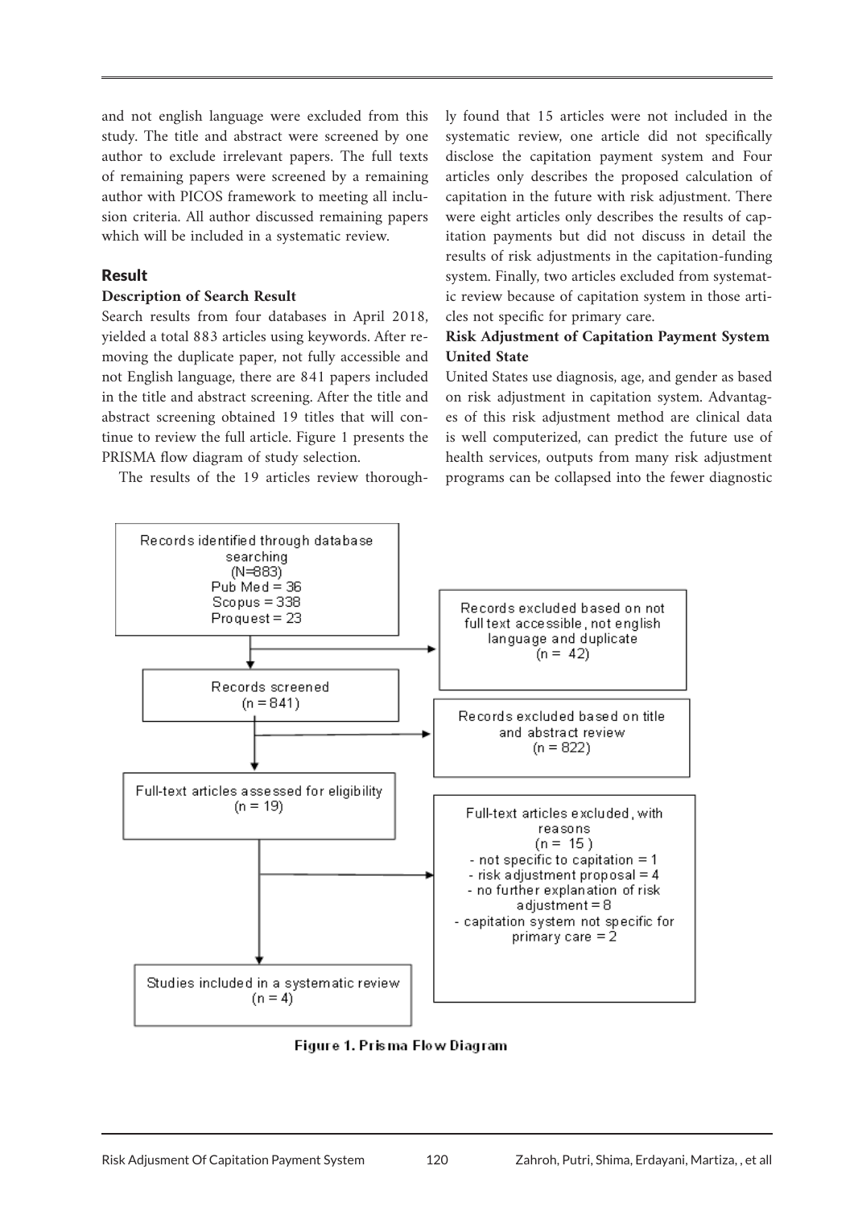and not english language were excluded from this study. The title and abstract were screened by one author to exclude irrelevant papers. The full texts of remaining papers were screened by a remaining author with PICOS framework to meeting all inclusion criteria. All author discussed remaining papers which will be included in a systematic review.

## Result

### Description of Search Result

Search results from four databases in April 2018, yielded a total 883 articles using keywords. After removing the duplicate paper, not fully accessible and not English language, there are 841 papers included in the title and abstract screening. After the title and abstract screening obtained 19 titles that will continue to review the full article. Figure 1 presents the PRISMA flow diagram of study selection.

The results of the 19 articles review thoroughly found that 15 articles were not included in the systematic review, one article did not specifically disclose the capitation payment system and Four articles only describes the proposed calculation of capitation in the future with risk adjustment. There were eight articles only describes the results of capitation payments but did not discuss in detail the results of risk adjustments in the capitation-funding system. Finally, two articles excluded from systematic review because of capitation system in those articles not specific for primary care.

### Risk Adjustment of Capitation Payment System United State

United States use diagnosis, age, and gender as based on risk adjustment in capitation system. Advantages of this risk adjustment method are clinical data is well computerized, can predict the future use of health services, outputs from many risk adjustment programs can be collapsed into the fewer diagnostic

Records identified through database searching (N=883) Pub Med = 36 Scopus = 338 Proquest = 23

Records excluded based on not full text accessible, not english language and duplicate (n = 42)

Records screened (n = 841)

Records excluded based on title and abstract review (n = 822)

Full-text articles assessed for eligibility (n = 19)

Full-text articles excluded, with reasons (n = 15)
- not specific to capitation = 1
- risk adjustment proposal = 4
- no further explanation of risk adjustment = 8
- capitation system not specific for primary care = 2

Studies included in a systematic review (n = 4)

Figure 1. Prisma Flow Diagram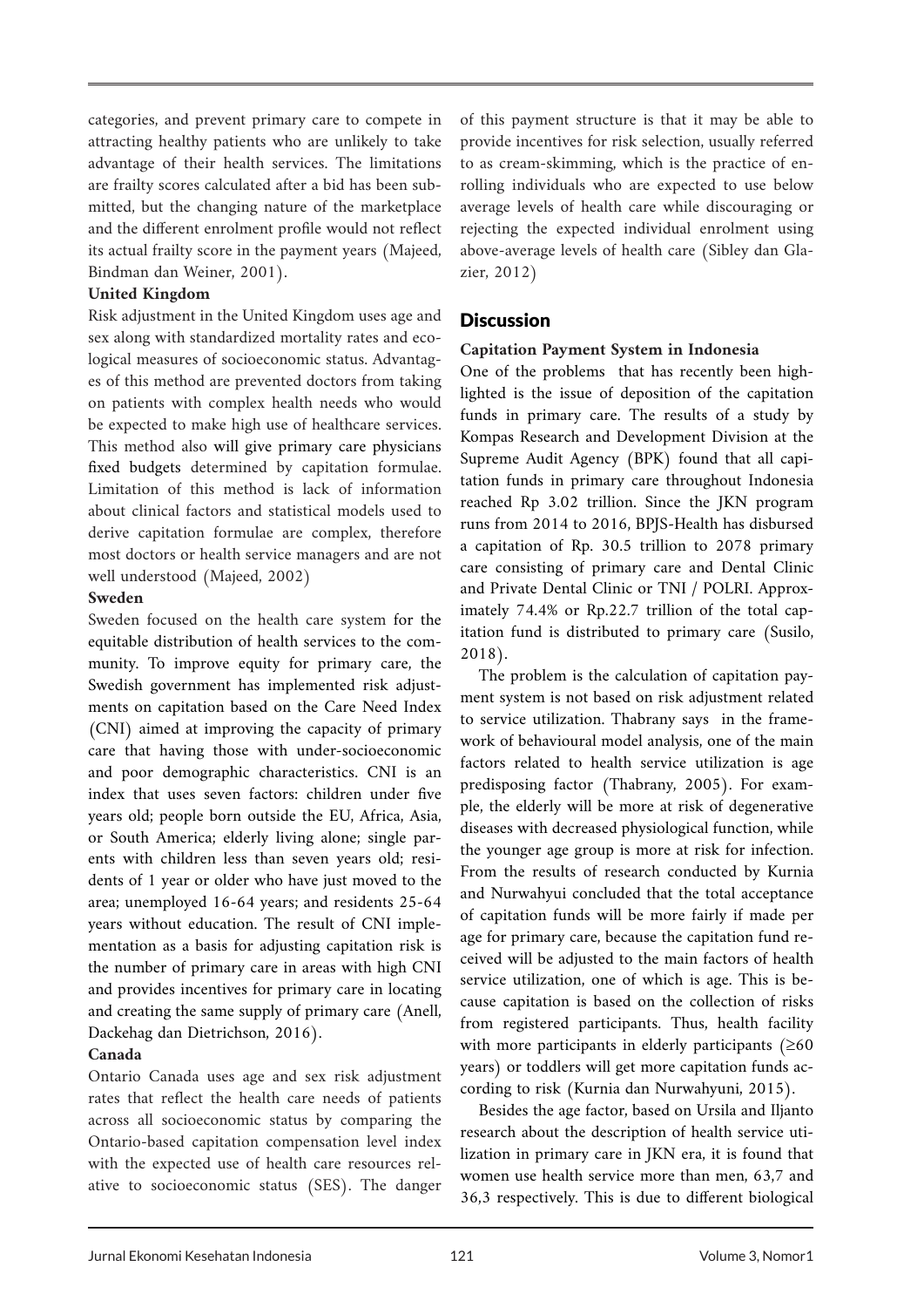categories, and prevent primary care to compete in attracting healthy patients who are unlikely to take advantage of their health services. The limitations are frailty scores calculated after a bid has been submitted, but the changing nature of the marketplace and the different enrolment profile would not reflect its actual frailty score in the payment years (Majeed, Bindman dan Weiner, 2001).

**United Kingdom**

Risk adjustment in the United Kingdom uses age and sex along with standardized mortality rates and ecological measures of socioeconomic status. Advantages of this method are prevented doctors from taking on patients with complex health needs who would be expected to make high use of healthcare services. This method also will give primary care physicians fixed budgets determined by capitation formulae. Limitation of this method is lack of information about clinical factors and statistical models used to derive capitation formulae are complex, therefore most doctors or health service managers and are not well understood (Majeed, 2002)

**Sweden**

Sweden focused on the health care system for the equitable distribution of health services to the community. To improve equity for primary care, the Swedish government has implemented risk adjustments on capitation based on the Care Need Index (CNI) aimed at improving the capacity of primary care that having those with under-socioeconomic and poor demographic characteristics. CNI is an index that uses seven factors: children under five years old; people born outside the EU, Africa, Asia, or South America; elderly living alone; single parents with children less than seven years old; residents of 1 year or older who have just moved to the area; unemployed 16-64 years; and residents 25-64 years without education. The result of CNI implementation as a basis for adjusting capitation risk is the number of primary care in areas with high CNI and provides incentives for primary care in locating and creating the same supply of primary care (Anell, Dackehag dan Dietrichson, 2016).

**Canada**

Ontario Canada uses age and sex risk adjustment rates that reflect the health care needs of patients across all socioeconomic status by comparing the Ontario-based capitation compensation level index with the expected use of health care resources relative to socioeconomic status (SES). The danger of this payment structure is that it may be able to provide incentives for risk selection, usually referred to as cream-skimming, which is the practice of enrolling individuals who are expected to use below average levels of health care while discouraging or rejecting the expected individual enrolment using above-average levels of health care (Sibley dan Glazier, 2012)

## Discussion

**Capitation Payment System in Indonesia**

One of the problems that has recently been highlighted is the issue of deposition of the capitation funds in primary care. The results of a study by Kompas Research and Development Division at the Supreme Audit Agency (BPK) found that all capitation funds in primary care throughout Indonesia reached Rp 3.02 trillion. Since the JKN program runs from 2014 to 2016, BPJS-Health has disbursed a capitation of Rp. 30.5 trillion to 2078 primary care consisting of primary care and Dental Clinic and Private Dental Clinic or TNI / POLRI. Approximately 74.4% or Rp.22.7 trillion of the total capitation fund is distributed to primary care (Susilo, 2018).

The problem is the calculation of capitation payment system is not based on risk adjustment related to service utilization. Thabrany says in the framework of behavioural model analysis, one of the main factors related to health service utilization is age predisposing factor (Thabrany, 2005). For example, the elderly will be more at risk of degenerative diseases with decreased physiological function, while the younger age group is more at risk for infection. From the results of research conducted by Kurnia and Nurwahyui concluded that the total acceptance of capitation funds will be more fairly if made per age for primary care, because the capitation fund received will be adjusted to the main factors of health service utilization, one of which is age. This is because capitation is based on the collection of risks from registered participants. Thus, health facility with more participants in elderly participants (≥60 years) or toddlers will get more capitation funds according to risk (Kurnia dan Nurwahyuni, 2015).

Besides the age factor, based on Ursila and Iljanto research about the description of health service utilization in primary care in JKN era, it is found that women use health service more than men, 63,7 and 36,3 respectively. This is due to different biological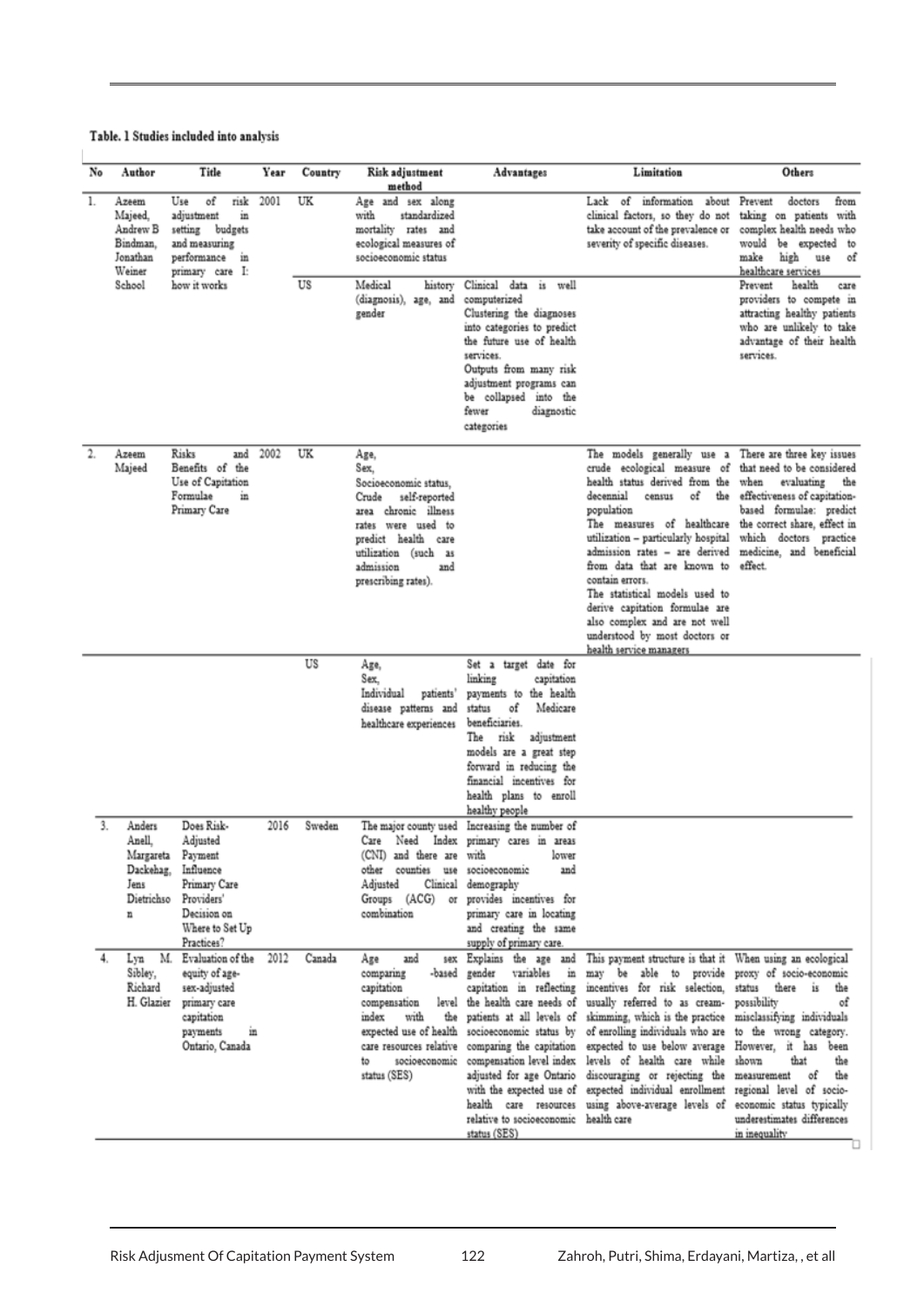**Table. 1 Studies included into analysis**

| No | Author | Title | Year | Country | Risk adjustment method | Advantages | Limitation | Others |
|---|---|---|---|---|---|---|---|---|
| 1. | Azeem Majeed, Andrew B Bindman, Jonathan Weiner School | Use of risk adjustment in setting budgets and measuring performance in primary care I: how it works | 2001 | UK | Age and sex along with standardized mortality rates and ecological measures of socioeconomic status | | Lack of information about clinical factors, so they do not take account of the prevalence or severity of specific diseases. | Prevent doctors from taking on patients with complex health needs who would be expected to make high use of healthcare services |
| | | | | US | Medical history (diagnosis), age, and gender | Clinical data is well computerized<br>Clustering the diagnoses into categories to predict the future use of health services.<br>Outputs from many risk adjustment programs can be collapsed into the fewer diagnostic categories | | Prevent health care providers to compete in attracting healthy patients who are unlikely to take advantage of their health services. |
| 2. | Azeem Majeed | Risks and Benefits of the Use of Capitation Formulae in Primary Care | 2002 | UK | Age,<br>Sex,<br>Socioeconomic status,<br>Crude self-reported area chronic illness rates were used to predict health care utilization (such as admission and prescribing rates). | | The models generally use a crude ecological measure of health status derived from the decennial census of the population<br>The measures of healthcare utilization – particularly hospital admission rates – are derived from data that are known to contain errors.<br>The statistical models used to derive capitation formulae are also complex and are not well understood by most doctors or health service managers | There are three key issues that need to be considered when evaluating the effectiveness of capitation-based formulae: predict the correct share, effect in which doctors practice medicine, and beneficial effect. |
| | | | | US | Age,<br>Sex,<br>Individual patients' disease patterns and healthcare experiences | Set a target date for linking capitation payments to the health status of Medicare beneficiaries.<br>The risk adjustment models are a great step forward in reducing the financial incentives for health plans to enroll healthy people | | |
| 3. | Anders Anell, Margareta Dackehag, Jens Dietrichson | Does Risk-Adjusted Payment Influence Primary Care Providers' Decision on Where to Set Up Practices? | 2016 | Sweden | The major county used Care Need Index (CNI) and there are other counties use Adjusted Clinical Groups (ACG) or combination | Increasing the number of primary cares in areas with lower socioeconomic and demography provides incentives for primary care in locating and creating the same supply of primary care. | | |
| 4. | Lyn M. Sibley, Richard H. Glazier | Evaluation of the equity of age-sex-adjusted primary care capitation payments in Ontario, Canada | 2012 | Canada | Age and sex comparing -based capitation compensation level index with the expected use of health care resources relative to socioeconomic status (SES) | Explains the age and gender variables in capitation in reflecting the health care needs of patients at all levels of socioeconomic status by comparing the capitation compensation level index adjusted for age Ontario with the expected use of health care resources relative to socioeconomic status (SES) | This payment structure is that it may be able to provide incentives for risk selection, usually referred to as cream-skimming, which is the practice of enrolling individuals who are expected to use below average levels of health care while discouraging or rejecting the expected individual enrollment using above-average levels of health care | When using an ecological proxy of socio-economic status there is the possibility of misclassifying individuals to the wrong category. However, it has been shown that the measurement of the regional level of socio-economic status typically underestimates differences in inequality |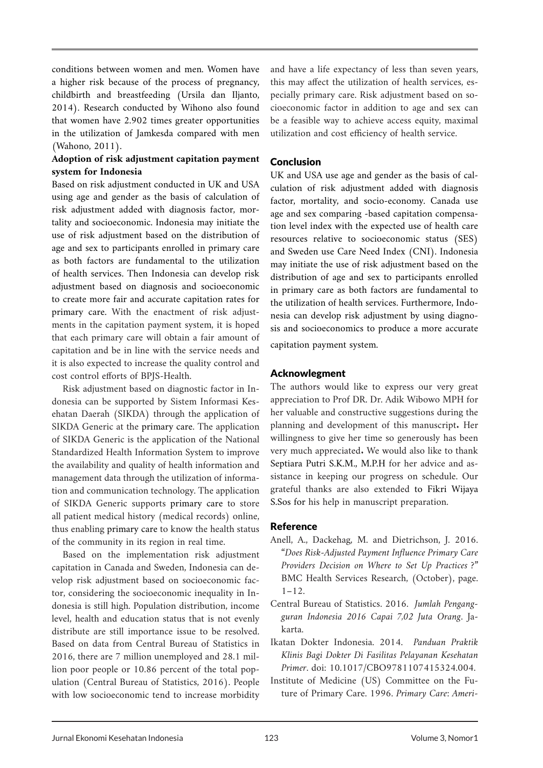conditions between women and men. Women have a higher risk because of the process of pregnancy, childbirth and breastfeeding (Ursila dan Iljanto, 2014). Research conducted by Wihono also found that women have 2.902 times greater opportunities in the utilization of Jamkesda compared with men (Wahono, 2011).

**Adoption of risk adjustment capitation payment system for Indonesia**

Based on risk adjustment conducted in UK and USA using age and gender as the basis of calculation of risk adjustment added with diagnosis factor, mortality and socioeconomic. Indonesia may initiate the use of risk adjustment based on the distribution of age and sex to participants enrolled in primary care as both factors are fundamental to the utilization of health services. Then Indonesia can develop risk adjustment based on diagnosis and socioeconomic to create more fair and accurate capitation rates for primary care. With the enactment of risk adjustments in the capitation payment system, it is hoped that each primary care will obtain a fair amount of capitation and be in line with the service needs and it is also expected to increase the quality control and cost control efforts of BPJS-Health.

Risk adjustment based on diagnostic factor in Indonesia can be supported by Sistem Informasi Kesehatan Daerah (SIKDA) through the application of SIKDA Generic at the primary care. The application of SIKDA Generic is the application of the National Standardized Health Information System to improve the availability and quality of health information and management data through the utilization of information and communication technology. The application of SIKDA Generic supports primary care to store all patient medical history (medical records) online, thus enabling primary care to know the health status of the community in its region in real time.

Based on the implementation risk adjustment capitation in Canada and Sweden, Indonesia can develop risk adjustment based on socioeconomic factor, considering the socioeconomic inequality in Indonesia is still high. Population distribution, income level, health and education status that is not evenly distribute are still importance issue to be resolved. Based on data from Central Bureau of Statistics in 2016, there are 7 million unemployed and 28.1 million poor people or 10.86 percent of the total population (Central Bureau of Statistics, 2016). People with low socioeconomic tend to increase morbidity and have a life expectancy of less than seven years, this may affect the utilization of health services, especially primary care. Risk adjustment based on socioeconomic factor in addition to age and sex can be a feasible way to achieve access equity, maximal utilization and cost efficiency of health service.

## Conclusion

UK and USA use age and gender as the basis of calculation of risk adjustment added with diagnosis factor, mortality, and socio-economy. Canada use age and sex comparing -based capitation compensation level index with the expected use of health care resources relative to socioeconomic status (SES) and Sweden use Care Need Index (CNI). Indonesia may initiate the use of risk adjustment based on the distribution of age and sex to participants enrolled in primary care as both factors are fundamental to the utilization of health services. Furthermore, Indonesia can develop risk adjustment by using diagnosis and socioeconomics to produce a more accurate capitation payment system.

## Acknowlegment

The authors would like to express our very great appreciation to Prof DR. Dr. Adik Wibowo MPH for her valuable and constructive suggestions during the planning and development of this manuscript. Her willingness to give her time so generously has been very much appreciated. We would also like to thank Septiara Putri S.K.M., M.P.H for her advice and assistance in keeping our progress on schedule. Our grateful thanks are also extended to Fikri Wijaya S.Sos for his help in manuscript preparation.

## Reference

Anell, A., Dackehag, M. and Dietrichson, J. 2016. "*Does Risk-Adjusted Payment Influence Primary Care Providers Decision on Where to Set Up Practices ?*" BMC Health Services Research, (October), page. 1–12.

Central Bureau of Statistics. 2016. *Jumlah Pengangguran Indonesia 2016 Capai 7,02 Juta Orang*. Jakarta.

Ikatan Dokter Indonesia. 2014. *Panduan Praktik Klinis Bagi Dokter Di Fasilitas Pelayanan Kesehatan Primer*. doi: 10.1017/CBO9781107415324.004.

Institute of Medicine (US) Committee on the Future of Primary Care. 1996. *Primary Care: Ameri-*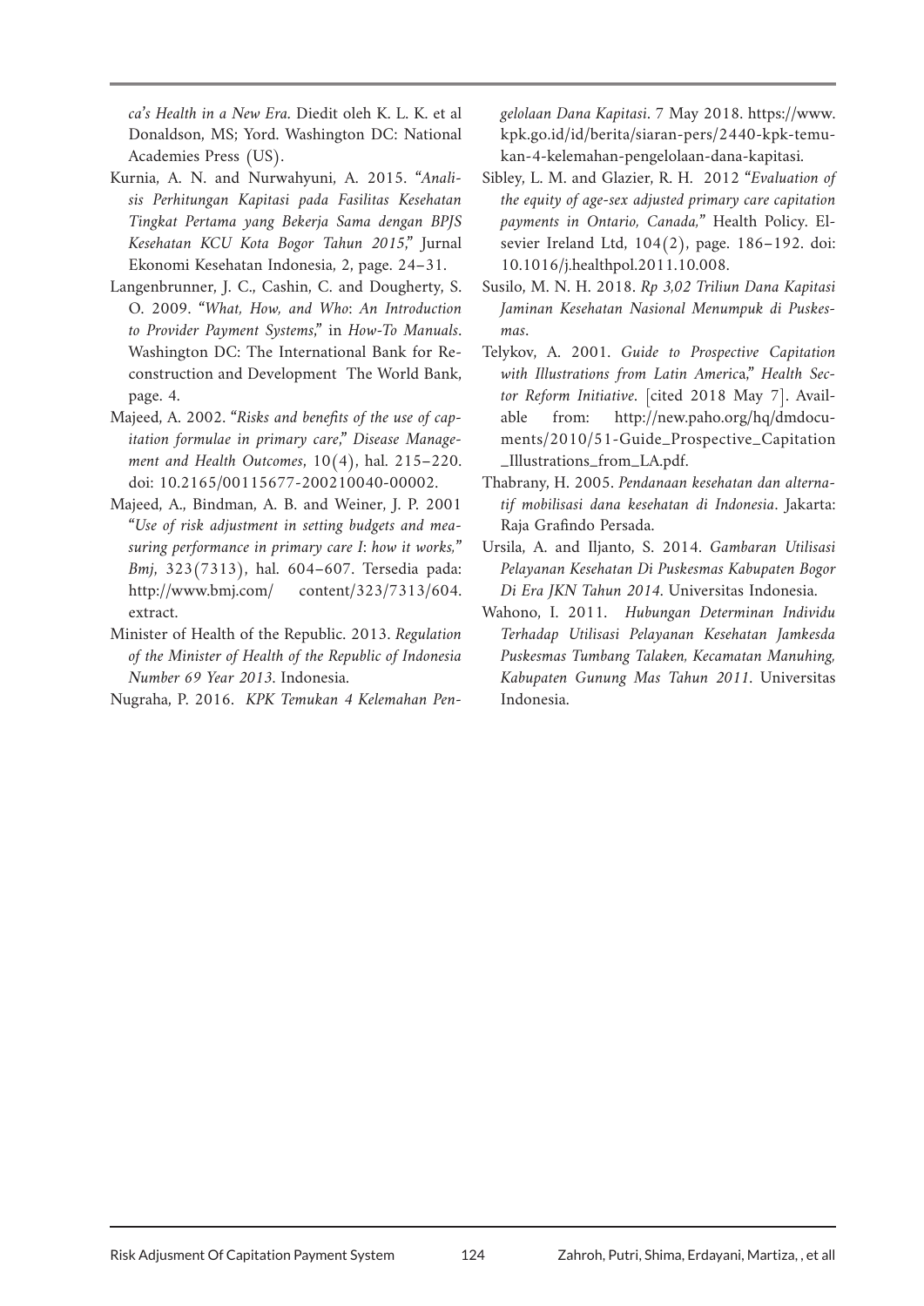*ca's Health in a New Era*. Diedit oleh K. L. K. et al Donaldson, MS; Yord. Washington DC: National Academies Press (US).

Kurnia, A. N. and Nurwahyuni, A. 2015. "*Analisis Perhitungan Kapitasi pada Fasilitas Kesehatan Tingkat Pertama yang Bekerja Sama dengan BPJS Kesehatan KCU Kota Bogor Tahun 2015*," Jurnal Ekonomi Kesehatan Indonesia, 2, page. 24–31.

Langenbrunner, J. C., Cashin, C. and Dougherty, S. O. 2009. "*What, How, and Who*: *An Introduction to Provider Payment Systems*," in *How-To Manuals*. Washington DC: The International Bank for Reconstruction and Development The World Bank, page. 4.

Majeed, A. 2002. "*Risks and benefits of the use of capitation formulae in primary care*," *Disease Management and Health Outcomes*, 10(4), hal. 215–220. doi: 10.2165/00115677-200210040-00002.

Majeed, A., Bindman, A. B. and Weiner, J. P. 2001 "*Use of risk adjustment in setting budgets and measuring performance in primary care I*: *how it works,*" *Bmj*, 323(7313), hal. 604–607. Tersedia pada: http://www.bmj.com/ content/323/7313/604. extract.

Minister of Health of the Republic. 2013. *Regulation of the Minister of Health of the Republic of Indonesia Number 69 Year 2013*. Indonesia.

Nugraha, P. 2016. *KPK Temukan 4 Kelemahan Pengelolaan Dana Kapitasi*. 7 May 2018. https://www.kpk.go.id/id/berita/siaran-pers/2440-kpk-temukan-4-kelemahan-pengelolaan-dana-kapitasi.

Sibley, L. M. and Glazier, R. H. 2012 "*Evaluation of the equity of age-sex adjusted primary care capitation payments in Ontario, Canada,*" Health Policy. Elsevier Ireland Ltd, 104(2), page. 186–192. doi: 10.1016/j.healthpol.2011.10.008.

Susilo, M. N. H. 2018. *Rp 3,02 Triliun Dana Kapitasi Jaminan Kesehatan Nasional Menumpuk di Puskesmas*.

Telykov, A. 2001. *Guide to Prospective Capitation with Illustrations from Latin America*," *Health Sector Reform Initiative*. [cited 2018 May 7]. Available from: http://new.paho.org/hq/dmdocuments/2010/51-Guide_Prospective_Capitation_Illustrations_from_LA.pdf.

Thabrany, H. 2005. *Pendanaan kesehatan dan alternatif mobilisasi dana kesehatan di Indonesia*. Jakarta: Raja Grafindo Persada.

Ursila, A. and Iljanto, S. 2014. *Gambaran Utilisasi Pelayanan Kesehatan Di Puskesmas Kabupaten Bogor Di Era JKN Tahun 2014*. Universitas Indonesia.

Wahono, I. 2011. *Hubungan Determinan Individu Terhadap Utilisasi Pelayanan Kesehatan Jamkesda Puskesmas Tumbang Talaken, Kecamatan Manuhing, Kabupaten Gunung Mas Tahun 2011*. Universitas Indonesia.